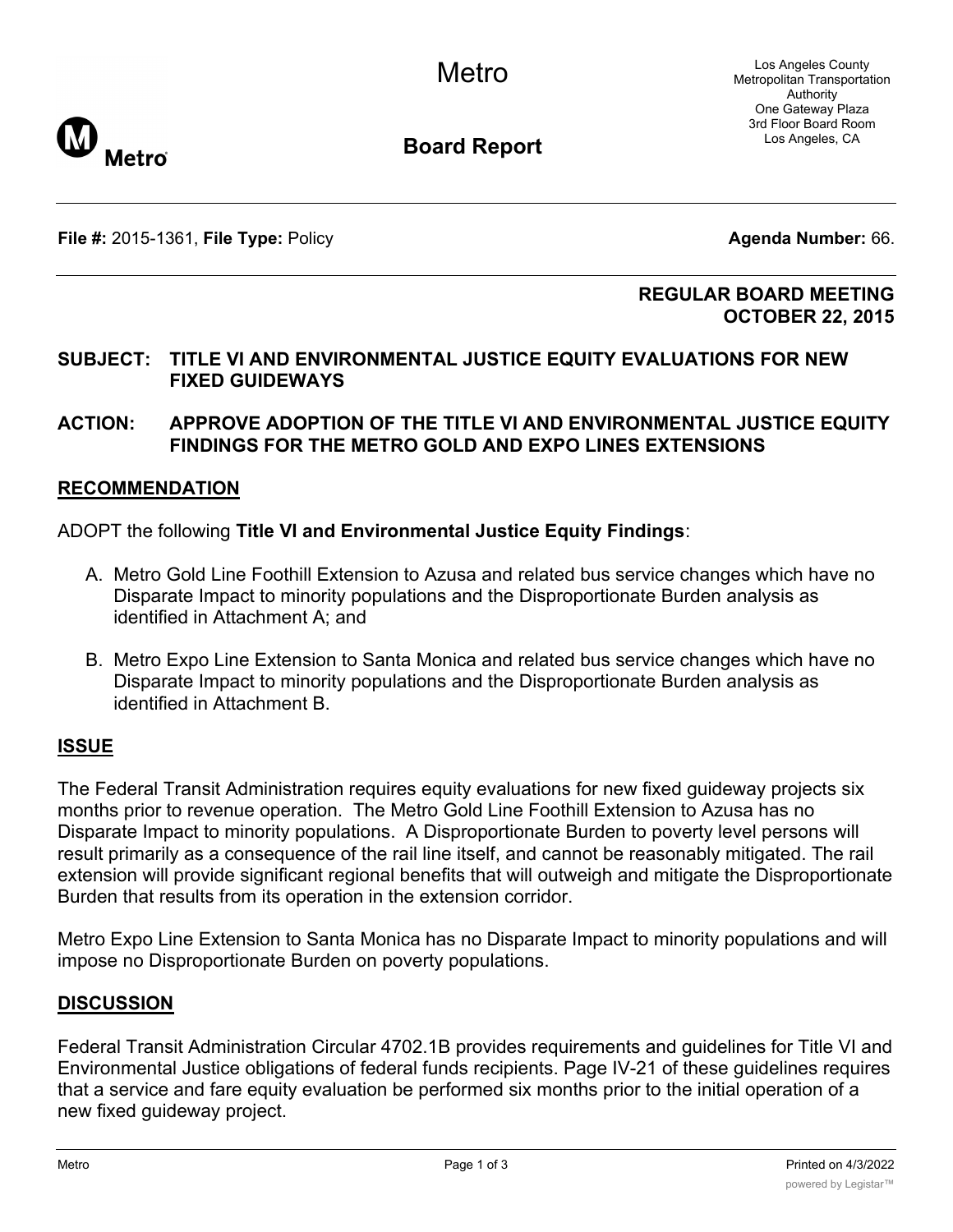# Metro

# Board Report

Los Angeles County Metropolitan Transportation Authority
One Gateway Plaza
3rd Floor Board Room
Los Angeles, CA

**File #:** 2015-1361, **File Type:** Policy **Agenda Number:** 66.

**REGULAR BOARD MEETING**
**OCTOBER 22, 2015**

**SUBJECT: TITLE VI AND ENVIRONMENTAL JUSTICE EQUITY EVALUATIONS FOR NEW FIXED GUIDEWAYS**

**ACTION: APPROVE ADOPTION OF THE TITLE VI AND ENVIRONMENTAL JUSTICE EQUITY FINDINGS FOR THE METRO GOLD AND EXPO LINES EXTENSIONS**

## RECOMMENDATION

ADOPT the following **Title VI and Environmental Justice Equity Findings**:

A. Metro Gold Line Foothill Extension to Azusa and related bus service changes which have no Disparate Impact to minority populations and the Disproportionate Burden analysis as identified in Attachment A; and

B. Metro Expo Line Extension to Santa Monica and related bus service changes which have no Disparate Impact to minority populations and the Disproportionate Burden analysis as identified in Attachment B.

## ISSUE

The Federal Transit Administration requires equity evaluations for new fixed guideway projects six months prior to revenue operation. The Metro Gold Line Foothill Extension to Azusa has no Disparate Impact to minority populations. A Disproportionate Burden to poverty level persons will result primarily as a consequence of the rail line itself, and cannot be reasonably mitigated. The rail extension will provide significant regional benefits that will outweigh and mitigate the Disproportionate Burden that results from its operation in the extension corridor.

Metro Expo Line Extension to Santa Monica has no Disparate Impact to minority populations and will impose no Disproportionate Burden on poverty populations.

## DISCUSSION

Federal Transit Administration Circular 4702.1B provides requirements and guidelines for Title VI and Environmental Justice obligations of federal funds recipients. Page IV-21 of these guidelines requires that a service and fare equity evaluation be performed six months prior to the initial operation of a new fixed guideway project.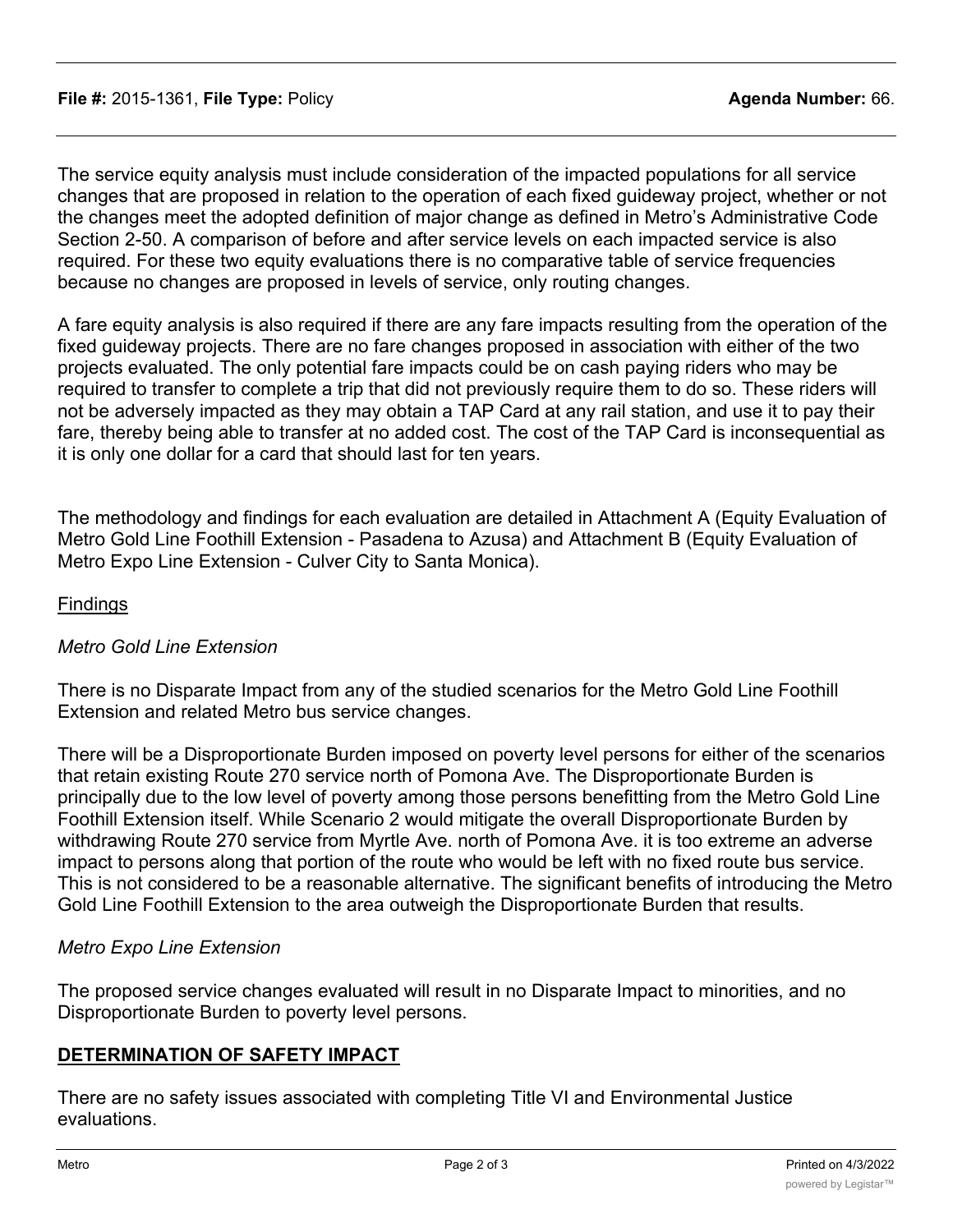The service equity analysis must include consideration of the impacted populations for all service changes that are proposed in relation to the operation of each fixed guideway project, whether or not the changes meet the adopted definition of major change as defined in Metro's Administrative Code Section 2-50. A comparison of before and after service levels on each impacted service is also required. For these two equity evaluations there is no comparative table of service frequencies because no changes are proposed in levels of service, only routing changes.

A fare equity analysis is also required if there are any fare impacts resulting from the operation of the fixed guideway projects. There are no fare changes proposed in association with either of the two projects evaluated. The only potential fare impacts could be on cash paying riders who may be required to transfer to complete a trip that did not previously require them to do so. These riders will not be adversely impacted as they may obtain a TAP Card at any rail station, and use it to pay their fare, thereby being able to transfer at no added cost. The cost of the TAP Card is inconsequential as it is only one dollar for a card that should last for ten years.

The methodology and findings for each evaluation are detailed in Attachment A (Equity Evaluation of Metro Gold Line Foothill Extension - Pasadena to Azusa) and Attachment B (Equity Evaluation of Metro Expo Line Extension - Culver City to Santa Monica).

Findings

*Metro Gold Line Extension*

There is no Disparate Impact from any of the studied scenarios for the Metro Gold Line Foothill Extension and related Metro bus service changes.

There will be a Disproportionate Burden imposed on poverty level persons for either of the scenarios that retain existing Route 270 service north of Pomona Ave. The Disproportionate Burden is principally due to the low level of poverty among those persons benefitting from the Metro Gold Line Foothill Extension itself. While Scenario 2 would mitigate the overall Disproportionate Burden by withdrawing Route 270 service from Myrtle Ave. north of Pomona Ave. it is too extreme an adverse impact to persons along that portion of the route who would be left with no fixed route bus service. This is not considered to be a reasonable alternative. The significant benefits of introducing the Metro Gold Line Foothill Extension to the area outweigh the Disproportionate Burden that results.

*Metro Expo Line Extension*

The proposed service changes evaluated will result in no Disparate Impact to minorities, and no Disproportionate Burden to poverty level persons.

## DETERMINATION OF SAFETY IMPACT

There are no safety issues associated with completing Title VI and Environmental Justice evaluations.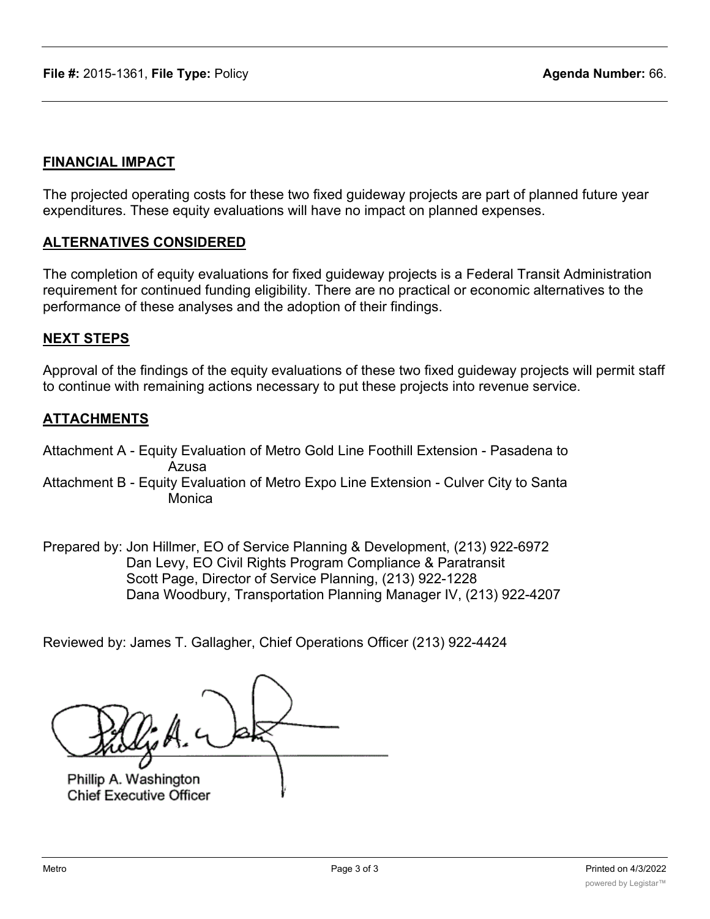**File #:** 2015-1361, **File Type:** Policy **Agenda Number:** 66.

## FINANCIAL IMPACT

The projected operating costs for these two fixed guideway projects are part of planned future year expenditures. These equity evaluations will have no impact on planned expenses.

## ALTERNATIVES CONSIDERED

The completion of equity evaluations for fixed guideway projects is a Federal Transit Administration requirement for continued funding eligibility. There are no practical or economic alternatives to the performance of these analyses and the adoption of their findings.

## NEXT STEPS

Approval of the findings of the equity evaluations of these two fixed guideway projects will permit staff to continue with remaining actions necessary to put these projects into revenue service.

## ATTACHMENTS

Attachment A - Equity Evaluation of Metro Gold Line Foothill Extension - Pasadena to Azusa
Attachment B - Equity Evaluation of Metro Expo Line Extension - Culver City to Santa Monica

Prepared by: Jon Hillmer, EO of Service Planning & Development, (213) 922-6972
Dan Levy, EO Civil Rights Program Compliance & Paratransit
Scott Page, Director of Service Planning, (213) 922-1228
Dana Woodbury, Transportation Planning Manager IV, (213) 922-4207

Reviewed by: James T. Gallagher, Chief Operations Officer (213) 922-4424

Phillip A. Washington
Chief Executive Officer